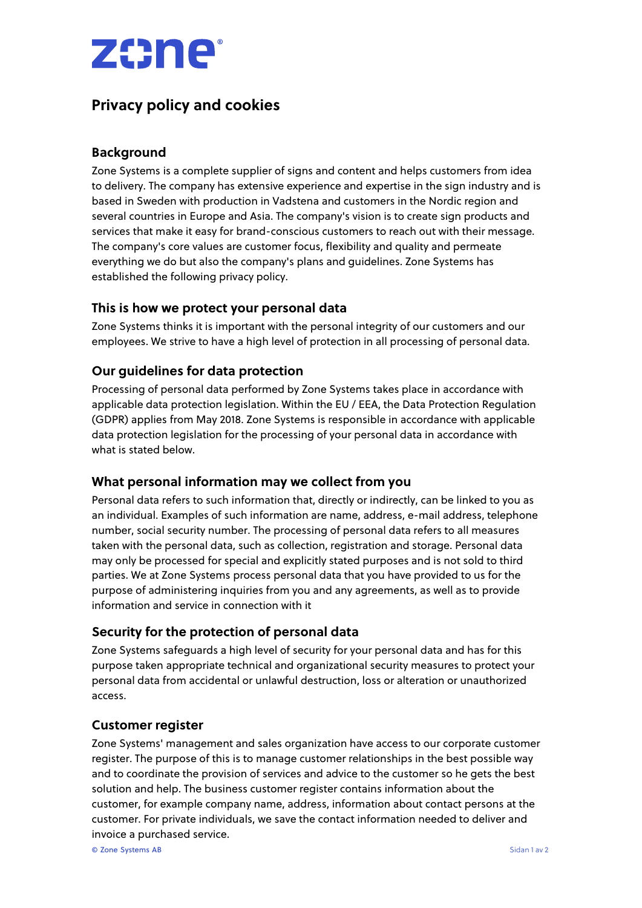# Privacy policy and cookies

## Background

Zone Systems is a complete supplier of signs and content and helps customers from idea to delivery. The company has extensive experience and expertise in the sign industry and is based in Sweden with production in Vadstena and customers in the Nordic region and several countries in Europe and Asia. The company's vision is to create sign products and services that make it easy for brand-conscious customers to reach out with their message. The company's core values are customer focus, flexibility and quality and permeate everything we do but also the company's plans and guidelines. Zone Systems has established the following privacy policy.

## This is how we protect your personal data

Zone Systems thinks it is important with the personal integrity of our customers and our employees. We strive to have a high level of protection in all processing of personal data.

## Our guidelines for data protection

Processing of personal data performed by Zone Systems takes place in accordance with applicable data protection legislation. Within the EU / EEA, the Data Protection Regulation (GDPR) applies from May 2018. Zone Systems is responsible in accordance with applicable data protection legislation for the processing of your personal data in accordance with what is stated below.

## What personal information may we collect from you

Personal data refers to such information that, directly or indirectly, can be linked to you as an individual. Examples of such information are name, address, e-mail address, telephone number, social security number. The processing of personal data refers to all measures taken with the personal data, such as collection, registration and storage. Personal data may only be processed for special and explicitly stated purposes and is not sold to third parties. We at Zone Systems process personal data that you have provided to us for the purpose of administering inquiries from you and any agreements, as well as to provide information and service in connection with it

## Security for the protection of personal data

Zone Systems safeguards a high level of security for your personal data and has for this purpose taken appropriate technical and organizational security measures to protect your personal data from accidental or unlawful destruction, loss or alteration or unauthorized access.

## Customer register

Zone Systems' management and sales organization have access to our corporate customer register. The purpose of this is to manage customer relationships in the best possible way and to coordinate the provision of services and advice to the customer so he gets the best solution and help. The business customer register contains information about the customer, for example company name, address, information about contact persons at the customer. For private individuals, we save the contact information needed to deliver and invoice a purchased service.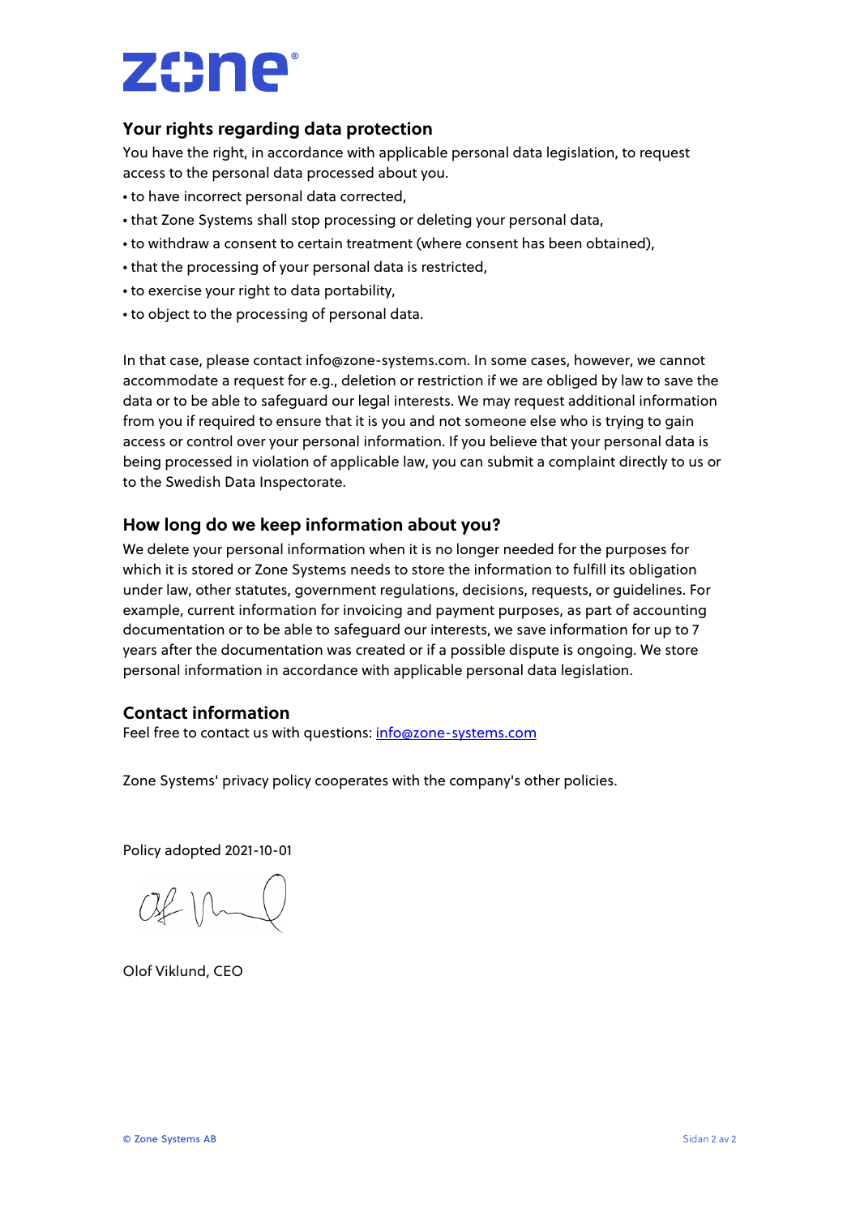## Your rights regarding data protection

You have the right, in accordance with applicable personal data legislation, to request access to the personal data processed about you.

- to have incorrect personal data corrected,
- that Zone Systems shall stop processing or deleting your personal data,
- to withdraw a consent to certain treatment (where consent has been obtained),
- that the processing of your personal data is restricted,
- to exercise your right to data portability,
- to object to the processing of personal data.

In that case, please contact info@zone-systems.com. In some cases, however, we cannot accommodate a request for e.g., deletion or restriction if we are obliged by law to save the data or to be able to safeguard our legal interests. We may request additional information from you if required to ensure that it is you and not someone else who is trying to gain access or control over your personal information. If you believe that your personal data is being processed in violation of applicable law, you can submit a complaint directly to us or to the Swedish Data Inspectorate.

## How long do we keep information about you?

We delete your personal information when it is no longer needed for the purposes for which it is stored or Zone Systems needs to store the information to fulfill its obligation under law, other statutes, government regulations, decisions, requests, or guidelines. For example, current information for invoicing and payment purposes, as part of accounting documentation or to be able to safeguard our interests, we save information for up to 7 years after the documentation was created or if a possible dispute is ongoing. We store personal information in accordance with applicable personal data legislation.

## Contact information

Feel free to contact us with questions: info@zone-systems.com

Zone Systems' privacy policy cooperates with the company's other policies.

Policy adopted 2021-10-01

Olof Viklund, CEO